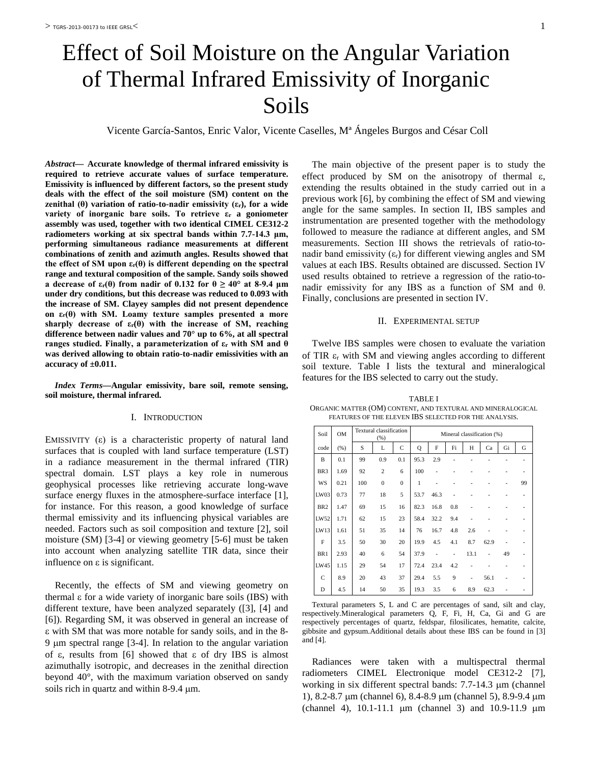# Effect of Soil Moisture on the Angular Variation of Thermal Infrared Emissivity of Inorganic Soils

Vicente García-Santos, Enric Valor, Vicente Caselles, Mª Ángeles Burgos and César Coll

***Abstract*— Accurate knowledge of thermal infrared emissivity is required to retrieve accurate values of surface temperature. Emissivity is influenced by different factors, so the present study deals with the effect of the soil moisture (SM) content on the zenithal (θ) variation of ratio-to-nadir emissivity ($\varepsilon_r$), for a wide variety of inorganic bare soils. To retrieve $\varepsilon_r$ a goniometer assembly was used, together with two identical CIMEL CE312-2 radiometers working at six spectral bands within 7.7-14.3 µm, performing simultaneous radiance measurements at different combinations of zenith and azimuth angles. Results showed that the effect of SM upon $\varepsilon_r(\theta)$ is different depending on the spectral range and textural composition of the sample. Sandy soils showed a decrease of $\varepsilon_r(\theta)$ from nadir of 0.132 for θ ≥ 40° at 8-9.4 µm under dry conditions, but this decrease was reduced to 0.093 with the increase of SM. Clayey samples did not present dependence on $\varepsilon_r(\theta)$ with SM. Loamy texture samples presented a more sharply decrease of $\varepsilon_r(\theta)$ with the increase of SM, reaching difference between nadir values and 70° up to 6%, at all spectral ranges studied. Finally, a parameterization of $\varepsilon_r$ with SM and θ was derived allowing to obtain ratio-to-nadir emissivities with an accuracy of ±0.011.**

***Index Terms*—Angular emissivity, bare soil, remote sensing, soil moisture, thermal infrared.**

## I. Introduction

EMISSIVITY (ε) is a characteristic property of natural land surfaces that is coupled with land surface temperature (LST) in a radiance measurement in the thermal infrared (TIR) spectral domain. LST plays a key role in numerous geophysical processes like retrieving accurate long-wave surface energy fluxes in the atmosphere-surface interface [1], for instance. For this reason, a good knowledge of surface thermal emissivity and its influencing physical variables are needed. Factors such as soil composition and texture [2], soil moisture (SM) [3-4] or viewing geometry [5-6] must be taken into account when analyzing satellite TIR data, since their influence on ε is significant.

Recently, the effects of SM and viewing geometry on thermal ε for a wide variety of inorganic bare soils (IBS) with different texture, have been analyzed separately ([3], [4] and [6]). Regarding SM, it was observed in general an increase of ε with SM that was more notable for sandy soils, and in the 8-9 µm spectral range [3-4]. In relation to the angular variation of ε, results from [6] showed that ε of dry IBS is almost azimuthally isotropic, and decreases in the zenithal direction beyond 40°, with the maximum variation observed on sandy soils rich in quartz and within 8-9.4 µm.

The main objective of the present paper is to study the effect produced by SM on the anisotropy of thermal ε, extending the results obtained in the study carried out in a previous work [6], by combining the effect of SM and viewing angle for the same samples. In section II, IBS samples and instrumentation are presented together with the methodology followed to measure the radiance at different angles, and SM measurements. Section III shows the retrievals of ratio-to-nadir band emissivity ($\varepsilon_r$) for different viewing angles and SM values at each IBS. Results obtained are discussed. Section IV used results obtained to retrieve a regression of the ratio-to-nadir emissivity for any IBS as a function of SM and θ. Finally, conclusions are presented in section IV.

## II. Experimental Setup

Twelve IBS samples were chosen to evaluate the variation of TIR $\varepsilon_r$ with SM and viewing angles according to different soil texture. Table I lists the textural and mineralogical features for the IBS selected to carry out the study.

TABLE I
ORGANIC MATTER (OM) CONTENT, AND TEXTURAL AND MINERALOGICAL FEATURES OF THE ELEVEN IBS SELECTED FOR THE ANALYSIS.

| Soil | OM | Textural classification (%) | | | Mineral classification (%) | | | | | | |
|---|---|---|---|---|---|---|---|---|---|---|---|
| code | (%) | S | L | C | Q | F | Fi | H | Ca | Gi | G |
| B | 0.1 | 99 | 0.9 | 0.1 | 95.3 | 2.9 | - | - | - | - | - |
| BR3 | 1.69 | 92 | 2 | 6 | 100 | - | - | - | - | - | - |
| WS | 0.21 | 100 | 0 | 0 | 1 | - | - | - | - | - | 99 |
| LW03 | 0.73 | 77 | 18 | 5 | 53.7 | 46.3 | - | - | - | - | - |
| BR2 | 1.47 | 69 | 15 | 16 | 82.3 | 16.8 | 0.8 | - | - | - | - |
| LW52 | 1.71 | 62 | 15 | 23 | 58.4 | 32.2 | 9.4 | - | - | - | - |
| LW13 | 1.61 | 51 | 35 | 14 | 76 | 16.7 | 4.8 | 2.6 | - | - | - |
| F | 3.5 | 50 | 30 | 20 | 19.9 | 4.5 | 4.1 | 8.7 | 62.9 | - | - |
| BR1 | 2.93 | 40 | 6 | 54 | 37.9 | - | - | 13.1 | - | 49 | - |
| LW45 | 1.15 | 29 | 54 | 17 | 72.4 | 23.4 | 4.2 | - | - | - | - |
| C | 8.9 | 20 | 43 | 37 | 29.4 | 5.5 | 9 | - | 56.1 | - | - |
| D | 4.5 | 14 | 50 | 35 | 19.3 | 3.5 | 6 | 8.9 | 62.3 | - | - |

Textural parameters S, L and C are percentages of sand, silt and clay, respectively.Mineralogical parameters Q, F, Fi, H, Ca, Gi and G are respectively percentages of quartz, feldspar, filosilicates, hematite, calcite, gibbsite and gypsum.Additional details about these IBS can be found in [3] and [4].

Radiances were taken with a multispectral thermal radiometers CIMEL Electronique model CE312-2 [7], working in six different spectral bands: 7.7-14.3 µm (channel 1), 8.2-8.7 µm (channel 6), 8.4-8.9 µm (channel 5), 8.9-9.4 µm (channel 4), 10.1-11.1 µm (channel 3) and 10.9-11.9 µm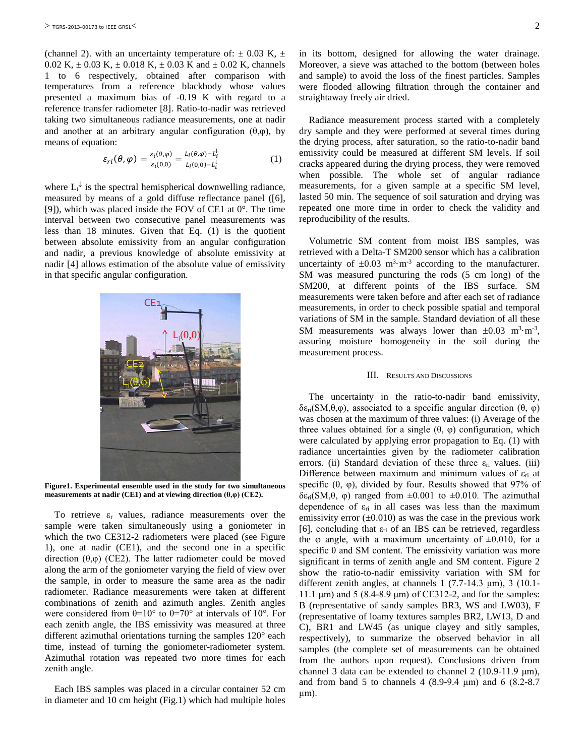(channel 2). with an uncertainty temperature of: ± 0.03 K, ± 0.02 K, ± 0.03 K, ± 0.018 K, ± 0.03 K and ± 0.02 K, channels 1 to 6 respectively, obtained after comparison with temperatures from a reference blackbody whose values presented a maximum bias of -0.19 K with regard to a reference transfer radiometer [8]. Ratio-to-nadir was retrieved taking two simultaneous radiance measurements, one at nadir and another at an arbitrary angular configuration (θ,φ), by means of equation:

$$\varepsilon_{ri}(\theta,\varphi) = \frac{\varepsilon_i(\theta,\varphi)}{\varepsilon_i(0,0)} = \frac{L_i(\theta,\varphi)-L_i^{\downarrow}}{L_i(0,0)-L_i^{\downarrow}} \tag{1}$$

where $L_i^{\downarrow}$ is the spectral hemispherical downwelling radiance, measured by means of a gold diffuse reflectance panel ([6], [9]), which was placed inside the FOV of CE1 at 0°. The time interval between two consecutive panel measurements was less than 18 minutes. Given that Eq. (1) is the quotient between absolute emissivity from an angular configuration and nadir, a previous knowledge of absolute emissivity at nadir [4] allows estimation of the absolute value of emissivity in that specific angular configuration.

**Figure1. Experimental ensemble used in the study for two simultaneous measurements at nadir (CE1) and at viewing direction (θ,φ) (CE2).**

To retrieve $\varepsilon_r$ values, radiance measurements over the sample were taken simultaneously using a goniometer in which the two CE312-2 radiometers were placed (see Figure 1), one at nadir (CE1), and the second one in a specific direction (θ,φ) (CE2). The latter radiometer could be moved along the arm of the goniometer varying the field of view over the sample, in order to measure the same area as the nadir radiometer. Radiance measurements were taken at different combinations of zenith and azimuth angles. Zenith angles were considered from θ=10° to θ=70° at intervals of 10°. For each zenith angle, the IBS emissivity was measured at three different azimuthal orientations turning the samples 120° each time, instead of turning the goniometer-radiometer system. Azimuthal rotation was repeated two more times for each zenith angle.

Each IBS samples was placed in a circular container 52 cm in diameter and 10 cm height (Fig.1) which had multiple holes in its bottom, designed for allowing the water drainage. Moreover, a sieve was attached to the bottom (between holes and sample) to avoid the loss of the finest particles. Samples were flooded allowing filtration through the container and straightaway freely air dried.

Radiance measurement process started with a completely dry sample and they were performed at several times during the drying process, after saturation, so the ratio-to-nadir band emissivity could be measured at different SM levels. If soil cracks appeared during the drying process, they were removed when possible. The whole set of angular radiance measurements, for a given sample at a specific SM level, lasted 50 min. The sequence of soil saturation and drying was repeated one more time in order to check the validity and reproducibility of the results.

Volumetric SM content from moist IBS samples, was retrieved with a Delta-T SM200 sensor which has a calibration uncertainty of ±0.03 $m^3 \cdot m^{-3}$ according to the manufacturer. SM was measured puncturing the rods (5 cm long) of the SM200, at different points of the IBS surface. SM measurements were taken before and after each set of radiance measurements, in order to check possible spatial and temporal variations of SM in the sample. Standard deviation of all these SM measurements was always lower than ±0.03 $m^3 \cdot m^{-3}$, assuring moisture homogeneity in the soil during the measurement process.

## III. Results and Discussions

The uncertainty in the ratio-to-nadir band emissivity, $\delta\varepsilon_{ri}(SM,\theta,\varphi)$, associated to a specific angular direction (θ, φ) was chosen at the maximum of three values: (i) Average of the three values obtained for a single (θ, φ) configuration, which were calculated by applying error propagation to Eq. (1) with radiance uncertainties given by the radiometer calibration errors. (ii) Standard deviation of these three $\varepsilon_{ri}$ values. (iii) Difference between maximum and minimum values of $\varepsilon_{ri}$ at specific (θ, φ), divided by four. Results showed that 97% of $\delta\varepsilon_{ri}(SM,\theta,\varphi)$ ranged from ±0.001 to ±0.010. The azimuthal dependence of $\varepsilon_{ri}$ in all cases was less than the maximum emissivity error (±0.010) as was the case in the previous work [6], concluding that $\varepsilon_{ri}$ of an IBS can be retrieved, regardless the φ angle, with a maximum uncertainty of ±0.010, for a specific θ and SM content. The emissivity variation was more significant in terms of zenith angle and SM content. Figure 2 show the ratio-to-nadir emissivity variation with SM for different zenith angles, at channels 1 (7.7-14.3 μm), 3 (10.1-11.1 μm) and 5 (8.4-8.9 μm) of CE312-2, and for the samples: B (representative of sandy samples BR3, WS and LW03), F (representative of loamy textures samples BR2, LW13, D and C), BR1 and LW45 (as unique clayey and sitly samples, respectively), to summarize the observed behavior in all samples (the complete set of measurements can be obtained from the authors upon request). Conclusions driven from channel 3 data can be extended to channel 2 (10.9-11.9 μm), and from band 5 to channels 4 (8.9-9.4 μm) and 6 (8.2-8.7 μm).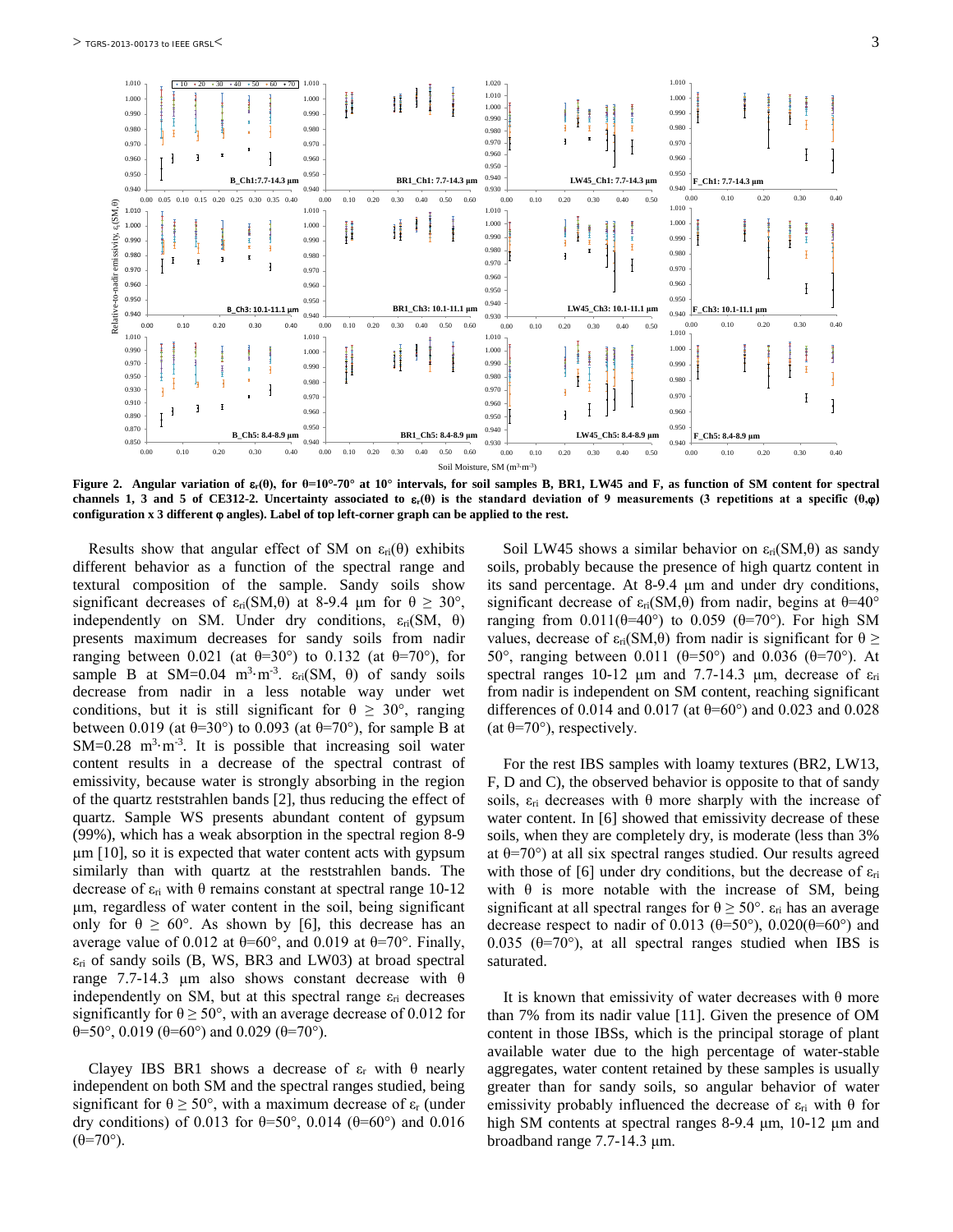**Figure 2. Angular variation of $\varepsilon_r(\theta)$, for $\theta$=10°-70° at 10° intervals, for soil samples B, BR1, LW45 and F, as function of SM content for spectral channels 1, 3 and 5 of CE312-2. Uncertainty associated to $\varepsilon_r(\theta)$ is the standard deviation of 9 measurements (3 repetitions at a specific ($\theta$,$\varphi$) configuration x 3 different $\varphi$ angles). Label of top left-corner graph can be applied to the rest.**

Results show that angular effect of SM on $\varepsilon_{ri}(\theta)$ exhibits different behavior as a function of the spectral range and textural composition of the sample. Sandy soils show significant decreases of $\varepsilon_{ri}(SM,\theta)$ at 8-9.4 µm for $\theta \geq 30°$, independently on SM. Under dry conditions, $\varepsilon_{ri}(SM, \theta)$ presents maximum decreases for sandy soils from nadir ranging between 0.021 (at $\theta$=30°) to 0.132 (at $\theta$=70°), for sample B at SM=0.04 $m^3 \cdot m^{-3}$. $\varepsilon_{ri}(SM, \theta)$ of sandy soils decrease from nadir in a less notable way under wet conditions, but it is still significant for $\theta \geq 30°$, ranging between 0.019 (at $\theta$=30°) to 0.093 (at $\theta$=70°), for sample B at SM=0.28 $m^3 \cdot m^{-3}$. It is possible that increasing soil water content results in a decrease of the spectral contrast of emissivity, because water is strongly absorbing in the region of the quartz reststrahlen bands [2], thus reducing the effect of quartz. Sample WS presents abundant content of gypsum (99%), which has a weak absorption in the spectral region 8-9 µm [10], so it is expected that water content acts with gypsum similarly than with quartz at the reststrahlen bands. The decrease of $\varepsilon_{ri}$ with $\theta$ remains constant at spectral range 10-12 µm, regardless of water content in the soil, being significant only for $\theta \geq 60°$. As shown by [6], this decrease has an average value of 0.012 at $\theta$=60°, and 0.019 at $\theta$=70°. Finally, $\varepsilon_{ri}$ of sandy soils (B, WS, BR3 and LW03) at broad spectral range 7.7-14.3 µm also shows constant decrease with $\theta$ independently on SM, but at this spectral range $\varepsilon_{ri}$ decreases significantly for $\theta \geq 50°$, with an average decrease of 0.012 for $\theta$=50°, 0.019 ($\theta$=60°) and 0.029 ($\theta$=70°).

Clayey IBS BR1 shows a decrease of $\varepsilon_r$ with $\theta$ nearly independent on both SM and the spectral ranges studied, being significant for $\theta \geq 50°$, with a maximum decrease of $\varepsilon_r$ (under dry conditions) of 0.013 for $\theta$=50°, 0.014 ($\theta$=60°) and 0.016 ($\theta$=70°).

Soil LW45 shows a similar behavior on $\varepsilon_{ri}(SM,\theta)$ as sandy soils, probably because the presence of high quartz content in its sand percentage. At 8-9.4 µm and under dry conditions, significant decrease of $\varepsilon_{ri}(SM,\theta)$ from nadir, begins at $\theta$=40° ranging from 0.011($\theta$=40°) to 0.059 ($\theta$=70°). For high SM values, decrease of $\varepsilon_{ri}(SM,\theta)$ from nadir is significant for $\theta \geq 50°$, ranging between 0.011 ($\theta$=50°) and 0.036 ($\theta$=70°). At spectral ranges 10-12 µm and 7.7-14.3 µm, decrease of $\varepsilon_{ri}$ from nadir is independent on SM content, reaching significant differences of 0.014 and 0.017 (at $\theta$=60°) and 0.023 and 0.028 (at $\theta$=70°), respectively.

For the rest IBS samples with loamy textures (BR2, LW13, F, D and C), the observed behavior is opposite to that of sandy soils, $\varepsilon_{ri}$ decreases with $\theta$ more sharply with the increase of water content. In [6] showed that emissivity decrease of these soils, when they are completely dry, is moderate (less than 3% at $\theta$=70°) at all six spectral ranges studied. Our results agreed with those of [6] under dry conditions, but the decrease of $\varepsilon_{ri}$ with $\theta$ is more notable with the increase of SM, being significant at all spectral ranges for $\theta \geq 50°$. $\varepsilon_{ri}$ has an average decrease respect to nadir of 0.013 ($\theta$=50°), 0.020($\theta$=60°) and 0.035 ($\theta$=70°), at all spectral ranges studied when IBS is saturated.

It is known that emissivity of water decreases with $\theta$ more than 7% from its nadir value [11]. Given the presence of OM content in those IBSs, which is the principal storage of plant available water due to the high percentage of water-stable aggregates, water content retained by these samples is usually greater than for sandy soils, so angular behavior of water emissivity probably influenced the decrease of $\varepsilon_{ri}$ with $\theta$ for high SM contents at spectral ranges 8-9.4 µm, 10-12 µm and broadband range 7.7-14.3 µm.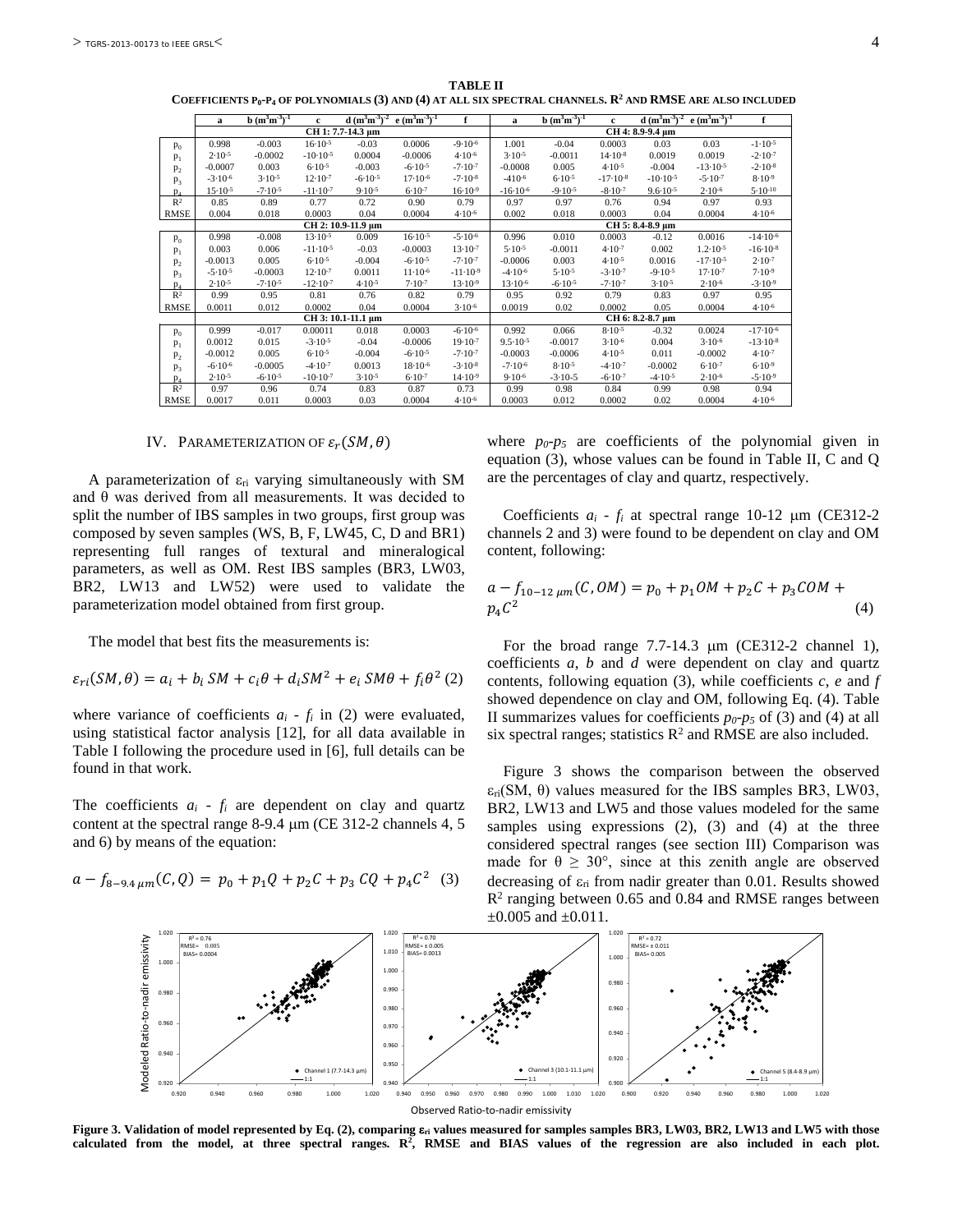**TABLE II**

**COEFFICIENTS $p_0$-$p_4$ OF POLYNOMIALS (3) AND (4) AT ALL SIX SPECTRAL CHANNELS. $R^2$ AND RMSE ARE ALSO INCLUDED**

| | a | b $(m^3m^{-3})^{-1}$ | c | d $(m^3m^{-3})^{-2}$ | e $(m^3m^{-3})^{-1}$ | f | a | b $(m^3m^{-3})^{-1}$ | c | d $(m^3m^{-3})^{-2}$ | e $(m^3m^{-3})^{-1}$ | f |
|---|---|---|---|---|---|---|---|---|---|---|---|---|
| | CH 1: 7.7-14.3 μm | | | | | | CH 4: 8.9-9.4 μm | | | | | |
| $p_0$ | 0.998 | -0.003 | $16\cdot10^{-5}$ | -0.03 | 0.0006 | $-9\cdot10^{-6}$ | 1.001 | -0.04 | 0.0003 | 0.03 | 0.03 | $-1\cdot10^{-5}$ |
| $p_1$ | $2\cdot10^{-5}$ | -0.0002 | $-10\cdot10^{-5}$ | 0.0004 | -0.0006 | $4\cdot10^{-6}$ | $3\cdot10^{-5}$ | -0.0011 | $14\cdot10^{-8}$ | 0.0019 | 0.0019 | $-2\cdot10^{-7}$ |
| $p_2$ | -0.0007 | 0.003 | $6\cdot10^{-5}$ | -0.003 | $-6\cdot10^{-5}$ | $-7\cdot10^{-7}$ | -0.0008 | 0.005 | $4\cdot10^{-5}$ | -0.004 | $-13\cdot10^{-5}$ | $-2\cdot10^{-8}$ |
| $p_3$ | $-3\cdot10^{-6}$ | $3\cdot10^{-5}$ | $12\cdot10^{-7}$ | $-6\cdot10^{-5}$ | $17\cdot10^{-6}$ | $-7\cdot10^{-8}$ | $-4\cdot10^{-6}$ | $6\cdot10^{-5}$ | $-17\cdot10^{-8}$ | $-10\cdot10^{-5}$ | $-5\cdot10^{-7}$ | $8\cdot10^{-9}$ |
| $p_4$ | $15\cdot10^{-5}$ | $-7\cdot10^{-5}$ | $-11\cdot10^{-7}$ | $9\cdot10^{-5}$ | $6\cdot10^{-7}$ | $16\cdot10^{-9}$ | $-16\cdot10^{-6}$ | $-9\cdot10^{-5}$ | $-8\cdot10^{-7}$ | $9.6\cdot10^{-5}$ | $2\cdot10^{-6}$ | $5\cdot10^{-10}$ |
| $R^2$ | 0.85 | 0.89 | 0.77 | 0.72 | 0.90 | 0.79 | 0.97 | 0.97 | 0.76 | 0.94 | 0.97 | 0.93 |
| RMSE | 0.004 | 0.018 | 0.0003 | 0.04 | 0.0004 | $4\cdot10^{-6}$ | 0.002 | 0.018 | 0.0003 | 0.04 | 0.0004 | $4\cdot10^{-6}$ |
| | CH 2: 10.9-11.9 μm | | | | | | CH 5: 8.4-8.9 μm | | | | | |
| $p_0$ | 0.998 | -0.008 | $13\cdot10^{-5}$ | 0.009 | $16\cdot10^{-5}$ | $-5\cdot10^{-6}$ | 0.996 | 0.010 | 0.0003 | -0.12 | 0.0016 | $-14\cdot10^{-6}$ |
| $p_1$ | 0.003 | 0.006 | $-11\cdot10^{-5}$ | -0.03 | -0.0003 | $13\cdot10^{-7}$ | $5\cdot10^{-5}$ | -0.0011 | $4\cdot10^{-7}$ | 0.002 | $1.2\cdot10^{-5}$ | $-16\cdot10^{-8}$ |
| $p_2$ | -0.0013 | 0.005 | $6\cdot10^{-5}$ | -0.004 | $-6\cdot10^{-5}$ | $-7\cdot10^{-7}$ | -0.0006 | 0.003 | $4\cdot10^{-5}$ | 0.0016 | $-17\cdot10^{-5}$ | $2\cdot10^{-7}$ |
| $p_3$ | $-5\cdot10^{-5}$ | -0.0003 | $12\cdot10^{-7}$ | 0.0011 | $11\cdot10^{-6}$ | $-11\cdot10^{-9}$ | $-4\cdot10^{-6}$ | $5\cdot10^{-5}$ | $-3\cdot10^{-7}$ | $-9\cdot10^{-5}$ | $17\cdot10^{-7}$ | $7\cdot10^{-9}$ |
| $p_4$ | $2\cdot10^{-5}$ | $-7\cdot10^{-5}$ | $-12\cdot10^{-7}$ | $4\cdot10^{-5}$ | $7\cdot10^{-7}$ | $13\cdot10^{-9}$ | $13\cdot10^{-6}$ | $-6\cdot10^{-5}$ | $-7\cdot10^{-7}$ | $3\cdot10^{-5}$ | $2\cdot10^{-6}$ | $-3\cdot10^{-9}$ |
| $R^2$ | 0.99 | 0.95 | 0.81 | 0.76 | 0.82 | 0.79 | 0.95 | 0.92 | 0.79 | 0.83 | 0.97 | 0.95 |
| RMSE | 0.0011 | 0.012 | 0.0002 | 0.04 | 0.0004 | $3\cdot10^{-6}$ | 0.0019 | 0.02 | 0.0002 | 0.05 | 0.0004 | $4\cdot10^{-6}$ |
| | CH 3: 10.1-11.1 μm | | | | | | CH 6: 8.2-8.7 μm | | | | | |
| $p_0$ | 0.999 | -0.017 | 0.00011 | 0.018 | 0.0003 | $-6\cdot10^{-6}$ | 0.992 | 0.066 | $8\cdot10^{-5}$ | -0.32 | 0.0024 | $-17\cdot10^{-6}$ |
| $p_1$ | 0.0012 | 0.015 | $-3\cdot10^{-5}$ | -0.04 | -0.0006 | $19\cdot10^{-7}$ | $9.5\cdot10^{-5}$ | -0.0017 | $3\cdot10^{-6}$ | 0.004 | $3\cdot10^{-6}$ | $-13\cdot10^{-8}$ |
| $p_2$ | -0.0012 | 0.005 | $6\cdot10^{-5}$ | -0.004 | $-6\cdot10^{-5}$ | $-7\cdot10^{-7}$ | -0.0003 | -0.0006 | $4\cdot10^{-5}$ | 0.011 | -0.0002 | $4\cdot10^{-7}$ |
| $p_3$ | $-6\cdot10^{-6}$ | -0.0005 | $-4\cdot10^{-7}$ | 0.0013 | $18\cdot10^{-6}$ | $-3\cdot10^{-8}$ | $-7\cdot10^{-6}$ | $8\cdot10^{-5}$ | $-4\cdot10^{-7}$ | -0.0002 | $6\cdot10^{-7}$ | $6\cdot10^{-9}$ |
| $p_4$ | $2\cdot10^{-5}$ | $-6\cdot10^{-5}$ | $-10\cdot10^{-7}$ | $3\cdot10^{-5}$ | $6\cdot10^{-7}$ | $14\cdot10^{-9}$ | $9\cdot10^{-6}$ | $-3\cdot10{-5}$ | $-6\cdot10^{-7}$ | $-4\cdot10^{-5}$ | $2\cdot10^{-6}$ | $-5\cdot10^{-9}$ |
| $R^2$ | 0.97 | 0.96 | 0.74 | 0.83 | 0.87 | 0.73 | 0.99 | 0.98 | 0.84 | 0.99 | 0.98 | 0.94 |
| RMSE | 0.0017 | 0.011 | 0.0003 | 0.03 | 0.0004 | $4\cdot10^{-6}$ | 0.0003 | 0.012 | 0.0002 | 0.02 | 0.0004 | $4\cdot10^{-6}$ |

## IV. PARAMETERIZATION OF $\varepsilon_r(SM,\theta)$

A parameterization of $\varepsilon_{ri}$ varying simultaneously with SM and θ was derived from all measurements. It was decided to split the number of IBS samples in two groups, first group was composed by seven samples (WS, B, F, LW45, C, D and BR1) representing full ranges of textural and mineralogical parameters, as well as OM. Rest IBS samples (BR3, LW03, BR2, LW13 and LW52) were used to validate the parameterization model obtained from first group.

The model that best fits the measurements is:

$$\varepsilon_{ri}(SM,\theta) = a_i + b_i\, SM + c_i\theta + d_i SM^2 + e_i\, SM\theta + f_i\theta^2 \quad (2)$$

where variance of coefficients $a_i$ - $f_i$ in (2) were evaluated, using statistical factor analysis [12], for all data available in Table I following the procedure used in [6], full details can be found in that work.

The coefficients $a_i$ - $f_i$ are dependent on clay and quartz content at the spectral range 8-9.4 μm (CE 312-2 channels 4, 5 and 6) by means of the equation:

$$a - f_{8-9.4\,\mu m}(C,Q) = p_0 + p_1 Q + p_2 C + p_3\, CQ + p_4 C^2 \quad (3)$$

where $p_0$-$p_5$ are coefficients of the polynomial given in equation (3), whose values can be found in Table II, C and Q are the percentages of clay and quartz, respectively.

Coefficients $a_i$ - $f_i$ at spectral range 10-12 μm (CE312-2 channels 2 and 3) were found to be dependent on clay and OM content, following:

$$a - f_{10-12\,\mu m}(C,OM) = p_0 + p_1 OM + p_2 C + p_3 COM + p_4 C^2 \quad (4)$$

For the broad range 7.7-14.3 μm (CE312-2 channel 1), coefficients *a*, *b* and *d* were dependent on clay and quartz contents, following equation (3), while coefficients *c*, *e* and *f* showed dependence on clay and OM, following Eq. (4). Table II summarizes values for coefficients $p_0$-$p_5$ of (3) and (4) at all six spectral ranges; statistics $R^2$ and RMSE are also included.

Figure 3 shows the comparison between the observed $\varepsilon_{ri}(SM, \theta)$ values measured for the IBS samples BR3, LW03, BR2, LW13 and LW5 and those values modeled for the same samples using expressions (2), (3) and (4) at the three considered spectral ranges (see section III) Comparison was made for $\theta \geq 30°$, since at this zenith angle are observed decreasing of $\varepsilon_{ri}$ from nadir greater than 0.01. Results showed $R^2$ ranging between 0.65 and 0.84 and RMSE ranges between ±0.005 and ±0.011.

**Figure 3. Validation of model represented by Eq. (2), comparing $\varepsilon_{ri}$ values measured for samples samples BR3, LW03, BR2, LW13 and LW5 with those calculated from the model, at three spectral ranges. $R^2$, RMSE and BIAS values of the regression are also included in each plot.**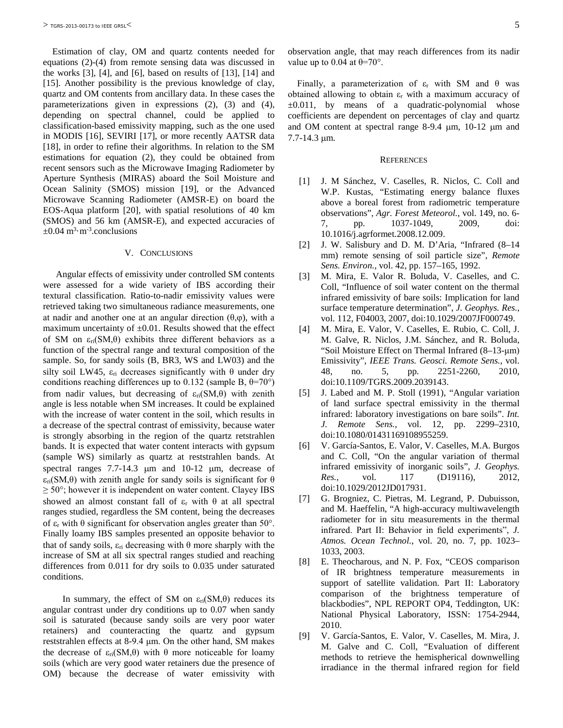Estimation of clay, OM and quartz contents needed for equations (2)-(4) from remote sensing data was discussed in the works [3], [4], and [6], based on results of [13], [14] and [15]. Another possibility is the previous knowledge of clay, quartz and OM contents from ancillary data. In these cases the parameterizations given in expressions (2), (3) and (4), depending on spectral channel, could be applied to classification-based emissivity mapping, such as the one used in MODIS [16], SEVIRI [17], or more recently AATSR data [18], in order to refine their algorithms. In relation to the SM estimations for equation (2), they could be obtained from recent sensors such as the Microwave Imaging Radiometer by Aperture Synthesis (MIRAS) aboard the Soil Moisture and Ocean Salinity (SMOS) mission [19], or the Advanced Microwave Scanning Radiometer (AMSR-E) on board the EOS-Aqua platform [20], with spatial resolutions of 40 km (SMOS) and 56 km (AMSR-E), and expected accuracies of $\pm 0.04$ $m^3 \cdot m^{-3}$.conclusions

## V. Conclusions

Angular effects of emissivity under controlled SM contents were assessed for a wide variety of IBS according their textural classification. Ratio-to-nadir emissivity values were retrieved taking two simultaneous radiance measurements, one at nadir and another one at an angular direction $(\theta,\varphi)$, with a maximum uncertainty of $\pm 0.01$. Results showed that the effect of SM on $\varepsilon_{ri}(SM,\theta)$ exhibits three different behaviors as a function of the spectral range and textural composition of the sample. So, for sandy soils (B, BR3, WS and LW03) and the silty soil LW45, $\varepsilon_{ri}$ decreases significantly with $\theta$ under dry conditions reaching differences up to 0.132 (sample B, $\theta$=70°) from nadir values, but decreasing of $\varepsilon_{ri}(SM,\theta)$ with zenith angle is less notable when SM increases. It could be explained with the increase of water content in the soil, which results in a decrease of the spectral contrast of emissivity, because water is strongly absorbing in the region of the quartz retstrahlen bands. It is expected that water content interacts with gypsum (sample WS) similarly as quartz at reststrahlen bands. At spectral ranges 7.7-14.3 μm and 10-12 μm, decrease of $\varepsilon_{ri}(SM,\theta)$ with zenith angle for sandy soils is significant for $\theta \geq 50°$; however it is independent on water content. Clayey IBS showed an almost constant fall of $\varepsilon_r$ with $\theta$ at all spectral ranges studied, regardless the SM content, being the decreases of $\varepsilon_r$ with $\theta$ significant for observation angles greater than 50°. Finally loamy IBS samples presented an opposite behavior to that of sandy soils, $\varepsilon_{ri}$ decreasing with $\theta$ more sharply with the increase of SM at all six spectral ranges studied and reaching differences from 0.011 for dry soils to 0.035 under saturated conditions.

In summary, the effect of SM on $\varepsilon_{ri}(SM,\theta)$ reduces its angular contrast under dry conditions up to 0.07 when sandy soil is saturated (because sandy soils are very poor water retainers) and counteracting the quartz and gypsum reststrahlen effects at 8-9.4 μm. On the other hand, SM makes the decrease of $\varepsilon_{ri}(SM,\theta)$ with $\theta$ more noticeable for loamy soils (which are very good water retainers due the presence of OM) because the decrease of water emissivity with observation angle, that may reach differences from its nadir value up to 0.04 at $\theta$=70°.

Finally, a parameterization of $\varepsilon_r$ with SM and $\theta$ was obtained allowing to obtain $\varepsilon_r$ with a maximum accuracy of $\pm 0.011$, by means of a quadratic-polynomial whose coefficients are dependent on percentages of clay and quartz and OM content at spectral range 8-9.4 μm, 10-12 μm and 7.7-14.3 μm.

## References

[1] J. M Sánchez, V. Caselles, R. Niclos, C. Coll and W.P. Kustas, "Estimating energy balance fluxes above a boreal forest from radiometric temperature observations", *Agr. Forest Meteorol.*, vol. 149, no. 6-7, pp. 1037-1049, 2009, doi: 10.1016/j.agrformet.2008.12.009.

[2] J. W. Salisbury and D. M. D'Aria, "Infrared (8–14 mm) remote sensing of soil particle size", *Remote Sens. Environ.*, vol. 42, pp. 157–165, 1992.

[3] M. Mira, E. Valor R. Boluda, V. Caselles, and C. Coll, "Influence of soil water content on the thermal infrared emissivity of bare soils: Implication for land surface temperature determination", *J. Geophys. Res.*, vol. 112, F04003, 2007, doi:10.1029/2007JF000749.

[4] M. Mira, E. Valor, V. Caselles, E. Rubio, C. Coll, J. M. Galve, R. Niclos, J.M. Sánchez, and R. Boluda, "Soil Moisture Effect on Thermal Infrared (8–13-μm) Emissivity", *IEEE Trans. Geosci. Remote Sens.*, vol. 48, no. 5, pp. 2251-2260, 2010, doi:10.1109/TGRS.2009.2039143.

[5] J. Labed and M. P. Stoll (1991), "Angular variation of land surface spectral emissivity in the thermal infrared: laboratory investigations on bare soils". *Int. J. Remote Sens.*, vol. 12, pp. 2299–2310, doi:10.1080/01431169108955259.

[6] V. García-Santos, E. Valor, V. Caselles, M.A. Burgos and C. Coll, "On the angular variation of thermal infrared emissivity of inorganic soils", *J. Geophys. Res.*, vol. 117 (D19116), 2012, doi:10.1029/2012JD017931.

[7] G. Brogniez, C. Pietras, M. Legrand, P. Dubuisson, and M. Haeffelin, "A high-accuracy multiwavelength radiometer for in situ measurements in the thermal infrared. Part II: Behavior in field experiments", *J. Atmos. Ocean Technol.*, vol. 20, no. 7, pp. 1023–1033, 2003.

[8] E. Theocharous, and N. P. Fox, "CEOS comparison of IR brightness temperature measurements in support of satellite validation. Part II: Laboratory comparison of the brightness temperature of blackbodies", NPL REPORT OP4, Teddington, UK: National Physical Laboratory, ISSN: 1754-2944, 2010.

[9] V. García-Santos, E. Valor, V. Caselles, M. Mira, J. M. Galve and C. Coll, "Evaluation of different methods to retrieve the hemispherical downwelling irradiance in the thermal infrared region for field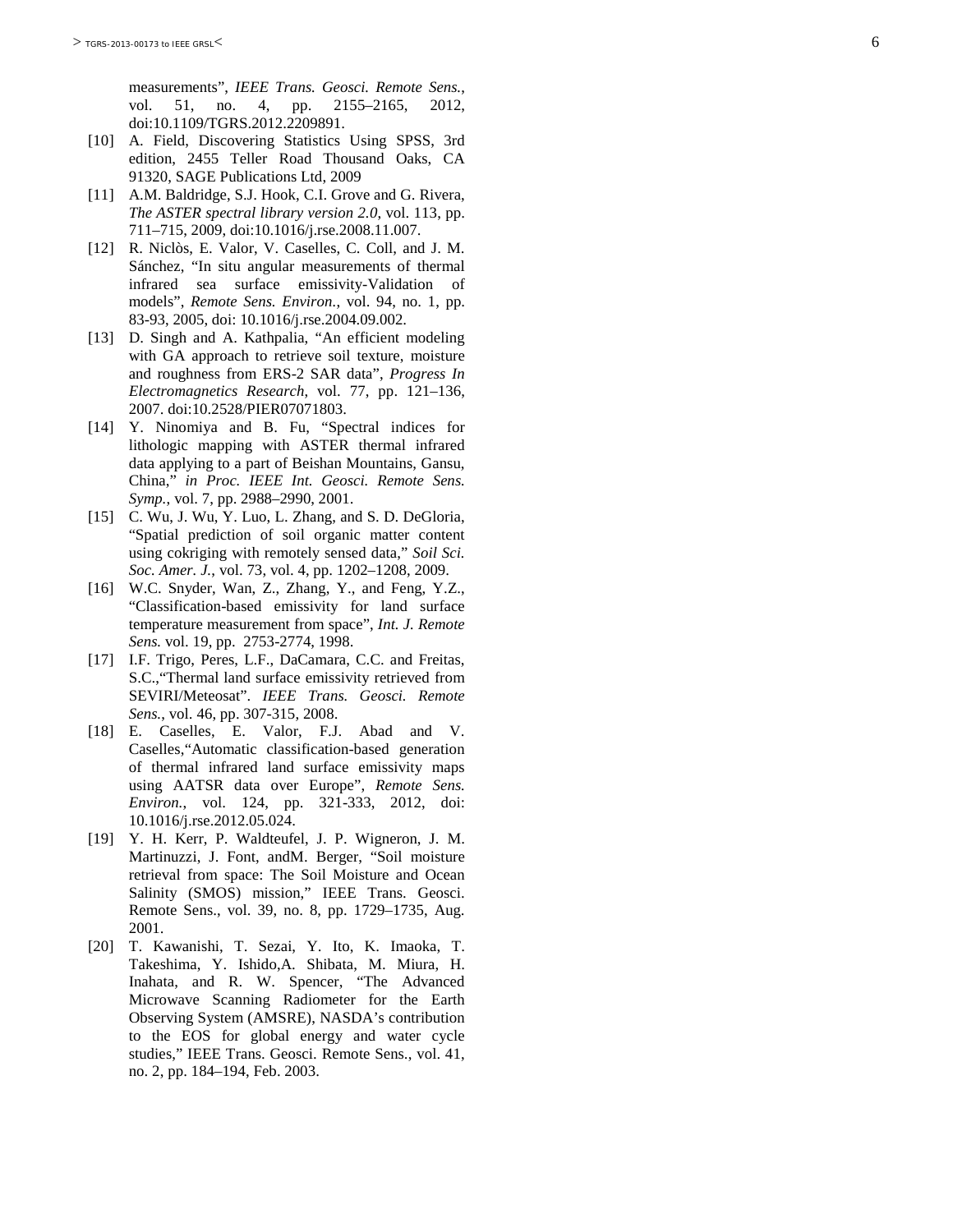measurements", *IEEE Trans. Geosci. Remote Sens.*, vol. 51, no. 4, pp. 2155–2165, 2012, doi:10.1109/TGRS.2012.2209891.

[10] A. Field, Discovering Statistics Using SPSS, 3rd edition, 2455 Teller Road Thousand Oaks, CA 91320, SAGE Publications Ltd, 2009

[11] A.M. Baldridge, S.J. Hook, C.I. Grove and G. Rivera, *The ASTER spectral library version 2.0*, vol. 113, pp. 711–715, 2009, doi:10.1016/j.rse.2008.11.007.

[12] R. Niclòs, E. Valor, V. Caselles, C. Coll, and J. M. Sánchez, "In situ angular measurements of thermal infrared sea surface emissivity-Validation of models", *Remote Sens. Environ.*, vol. 94, no. 1, pp. 83-93, 2005, doi: 10.1016/j.rse.2004.09.002.

[13] D. Singh and A. Kathpalia, "An efficient modeling with GA approach to retrieve soil texture, moisture and roughness from ERS-2 SAR data", *Progress In Electromagnetics Research*, vol. 77, pp. 121–136, 2007. doi:10.2528/PIER07071803.

[14] Y. Ninomiya and B. Fu, "Spectral indices for lithologic mapping with ASTER thermal infrared data applying to a part of Beishan Mountains, Gansu, China," *in Proc. IEEE Int. Geosci. Remote Sens. Symp.*, vol. 7, pp. 2988–2990, 2001.

[15] C. Wu, J. Wu, Y. Luo, L. Zhang, and S. D. DeGloria, "Spatial prediction of soil organic matter content using cokriging with remotely sensed data," *Soil Sci. Soc. Amer. J.*, vol. 73, vol. 4, pp. 1202–1208, 2009.

[16] W.C. Snyder, Wan, Z., Zhang, Y., and Feng, Y.Z., "Classification-based emissivity for land surface temperature measurement from space", *Int. J. Remote Sens.* vol. 19, pp. 2753-2774, 1998.

[17] I.F. Trigo, Peres, L.F., DaCamara, C.C. and Freitas, S.C.,"Thermal land surface emissivity retrieved from SEVIRI/Meteosat". *IEEE Trans. Geosci. Remote Sens.*, vol. 46, pp. 307-315, 2008.

[18] E. Caselles, E. Valor, F.J. Abad and V. Caselles,"Automatic classification-based generation of thermal infrared land surface emissivity maps using AATSR data over Europe", *Remote Sens. Environ.*, vol. 124, pp. 321-333, 2012, doi: 10.1016/j.rse.2012.05.024.

[19] Y. H. Kerr, P. Waldteufel, J. P. Wigneron, J. M. Martinuzzi, J. Font, andM. Berger, "Soil moisture retrieval from space: The Soil Moisture and Ocean Salinity (SMOS) mission," IEEE Trans. Geosci. Remote Sens., vol. 39, no. 8, pp. 1729–1735, Aug. 2001.

[20] T. Kawanishi, T. Sezai, Y. Ito, K. Imaoka, T. Takeshima, Y. Ishido,A. Shibata, M. Miura, H. Inahata, and R. W. Spencer, "The Advanced Microwave Scanning Radiometer for the Earth Observing System (AMSRE), NASDA's contribution to the EOS for global energy and water cycle studies," IEEE Trans. Geosci. Remote Sens., vol. 41, no. 2, pp. 184–194, Feb. 2003.